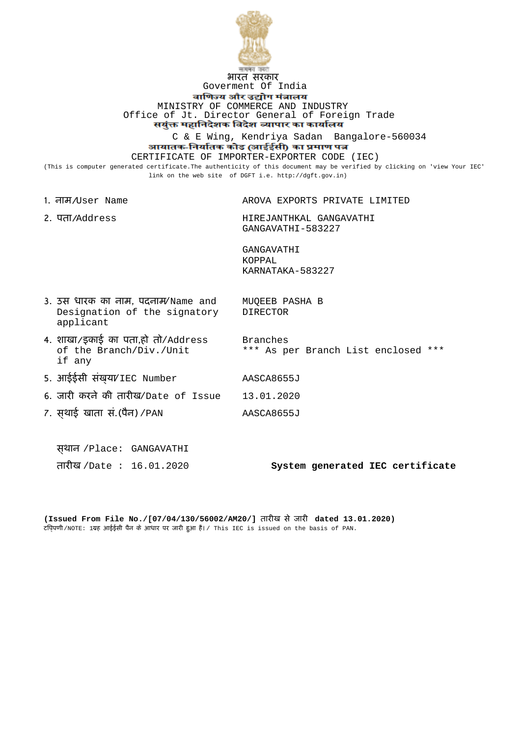सत्यमेव जयते

भारत सरकार

Goverment Of India

वाणिज्य और उद्योग मंत्रालय

MINISTRY OF COMMERCE AND INDUSTRY

Office of Jt. Director General of Foreign Trade

सयुंक्त महानिदेशक विदेश व्यापार का कार्यालय

C & E Wing, Kendriya Sadan Bangalore-560034

आयातक-निर्यातक कोड (आईईसी) का प्रमाण पत्र

CERTIFICATE OF IMPORTER-EXPORTER CODE (IEC)

(This is computer generated certificate.The authenticity of this document may be verified by clicking on 'view Your IEC' link on the web site of DGFT i.e. http://dgft.gov.in)

| | |
|---|---|
| 1. नाम/User Name | AROVA EXPORTS PRIVATE LIMITED |
| 2. पता/Address | HIREJANTHKAL GANGAVATHI<br>GANGAVATHI-583227<br><br>GANGAVATHI<br>KOPPAL<br>KARNATAKA-583227 |
| 3. उस धारक का नाम, पदनाम/Name and Designation of the signatory applicant | MUQEEB PASHA B<br>DIRECTOR |
| 4. शाखा/इकाई का पता,हो तो/Address of the Branch/Div./Unit if any | Branches<br>*** As per Branch List enclosed *** |
| 5. आईईसी संख्या/IEC Number | AASCA8655J |
| 6. जारी करने की तारीख/Date of Issue | 13.01.2020 |
| 7. स्थाई खाता सं.(पैन) /PAN | AASCA8655J |

स्थान /Place: GANGAVATHI

तारीख /Date : 16.01.2020

**System generated IEC certificate**

**(Issued From File No./[07/04/130/56002/AM20/]** तारीख से जारी **dated 13.01.2020)**

टिप्पणी/NOTE: 1यह आईईसी पैन के आधार पर जारी हुआ है। / This IEC is issued on the basis of PAN.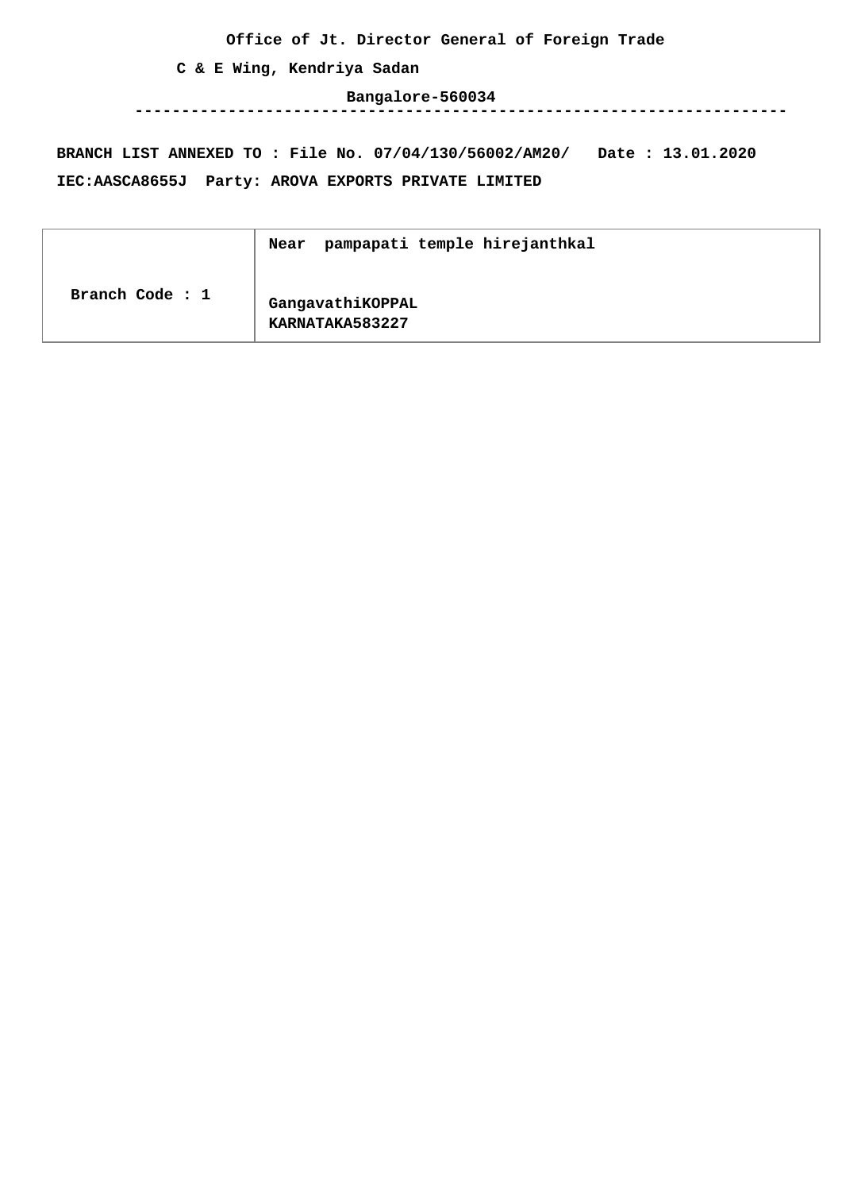**Office of Jt. Director General of Foreign Trade**

**C & E Wing, Kendriya Sadan**

**Bangalore-560034**

---

**BRANCH LIST ANNEXED TO : File No. 07/04/130/56002/AM20/ Date : 13.01.2020**

**IEC:AASCA8655J Party: AROVA EXPORTS PRIVATE LIMITED**

| | |
|---|---|
| **Branch Code : 1** | **Near pampapati temple hirejanthkal**<br><br>**GangavathiKOPPAL**<br>**KARNATAKA583227** |